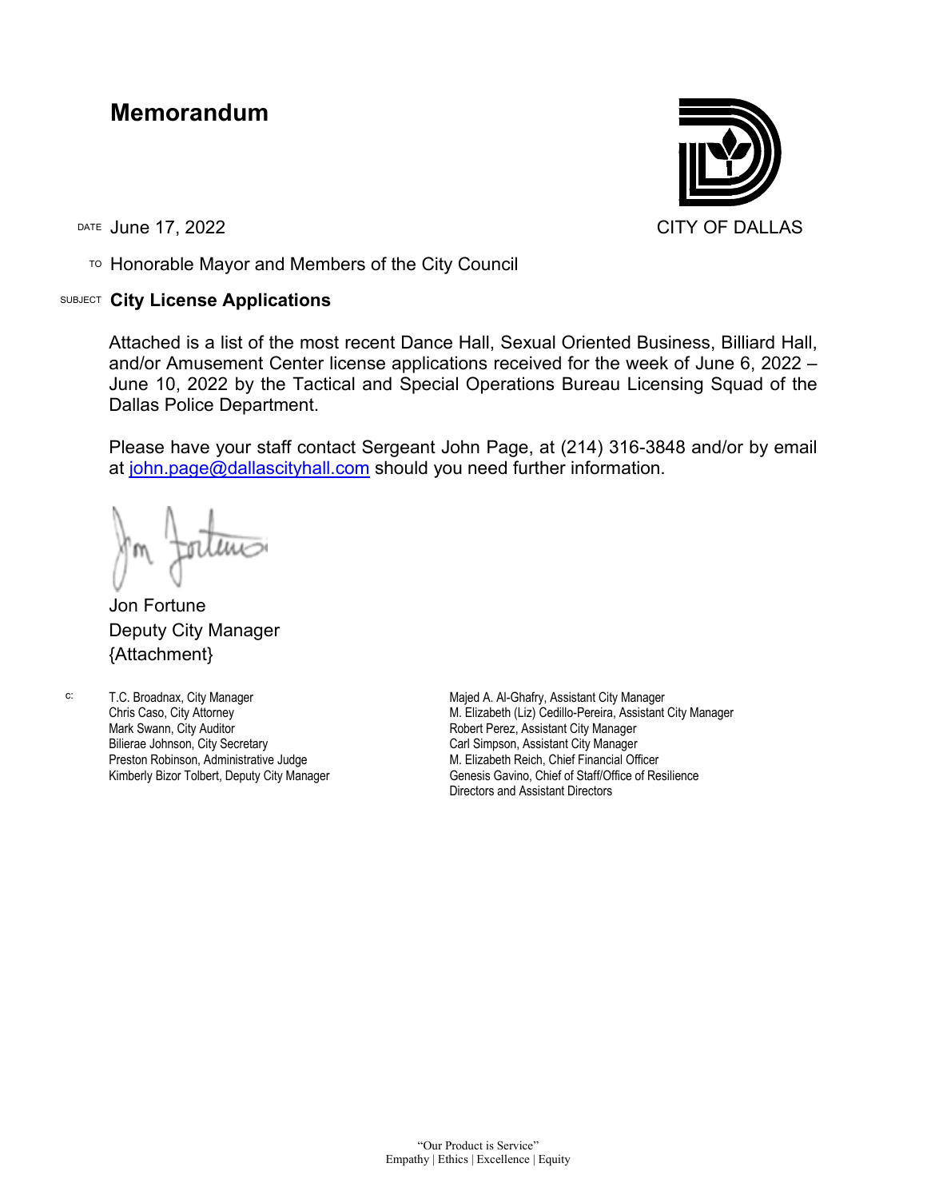# Memorandum

CITY OF DALLAS

DATE June 17, 2022

TO Honorable Mayor and Members of the City Council

SUBJECT **City License Applications**

Attached is a list of the most recent Dance Hall, Sexual Oriented Business, Billiard Hall, and/or Amusement Center license applications received for the week of June 6, 2022 – June 10, 2022 by the Tactical and Special Operations Bureau Licensing Squad of the Dallas Police Department.

Please have your staff contact Sergeant John Page, at (214) 316-3848 and/or by email at john.page@dallascityhall.com should you need further information.

Jon Fortune
Deputy City Manager
{Attachment}

c:
T.C. Broadnax, City Manager
Chris Caso, City Attorney
Mark Swann, City Auditor
Bilierae Johnson, City Secretary
Preston Robinson, Administrative Judge
Kimberly Bizor Tolbert, Deputy City Manager
Majed A. Al-Ghafry, Assistant City Manager
M. Elizabeth (Liz) Cedillo-Pereira, Assistant City Manager
Robert Perez, Assistant City Manager
Carl Simpson, Assistant City Manager
M. Elizabeth Reich, Chief Financial Officer
Genesis Gavino, Chief of Staff/Office of Resilience
Directors and Assistant Directors

"Our Product is Service"
Empathy | Ethics | Excellence | Equity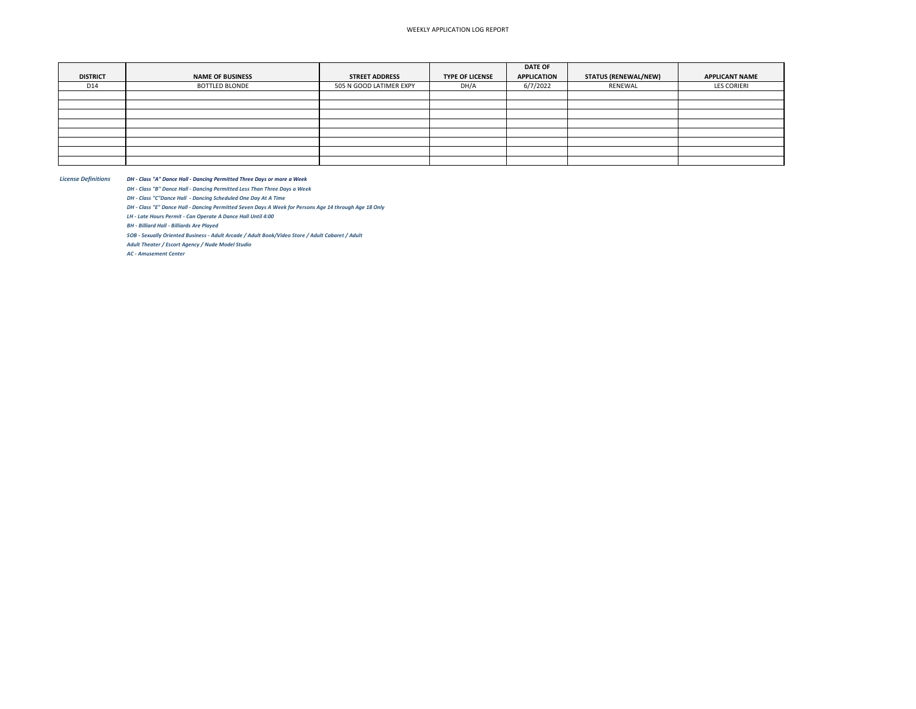WEEKLY APPLICATION LOG REPORT

| DISTRICT | NAME OF BUSINESS | STREET ADDRESS | TYPE OF LICENSE | DATE OF APPLICATION | STATUS (RENEWAL/NEW) | APPLICANT NAME |
|---|---|---|---|---|---|---|
| D14 | BOTTLED BLONDE | 505 N GOOD LATIMER EXPY | DH/A | 6/7/2022 | RENEWAL | LES CORIERI |
| | | | | | | |
| | | | | | | |
| | | | | | | |
| | | | | | | |
| | | | | | | |
| | | | | | | |
| | | | | | | |
| | | | | | | |

*License Definitions*

***DH - Class "A" Dance Hall - Dancing Permitted Three Days or more a Week***

*DH - Class "B" Dance Hall - Dancing Permitted Less Than Three Days a Week*

*DH - Class "C"Dance Hall - Dancing Scheduled One Day At A Time*

*DH - Class "E" Dance Hall - Dancing Permitted Seven Days A Week for Persons Age 14 through Age 18 Only*

*LH - Late Hours Permit - Can Operate A Dance Hall Until 4:00*

*BH - Billiard Hall - Billiards Are Played*

*SOB - Sexually Oriented Business - Adult Arcade / Adult Book/Video Store / Adult Cabaret / Adult Adult Theater / Escort Agency / Nude Model Studio*

*AC - Amusement Center*